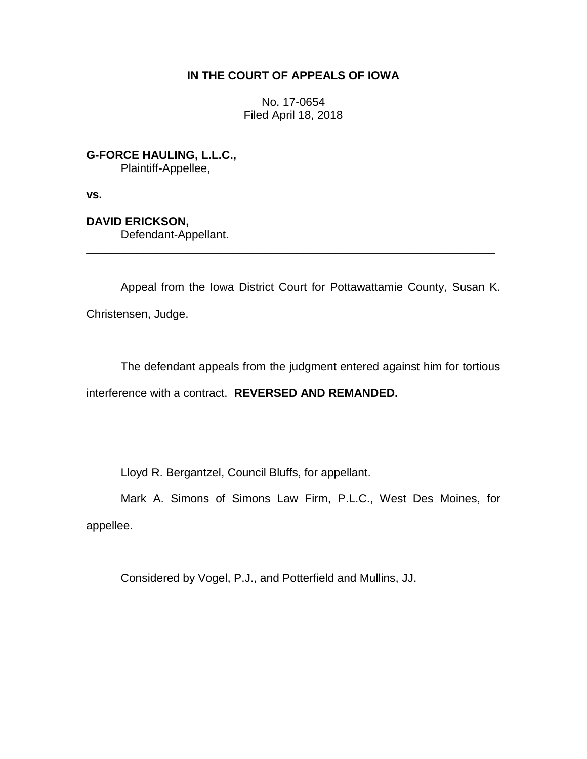**IN THE COURT OF APPEALS OF IOWA**

No. 17-0654
Filed April 18, 2018

**G-FORCE HAULING, L.L.C.,**
Plaintiff-Appellee,

**vs.**

**DAVID ERICKSON,**
Defendant-Appellant.

---

Appeal from the Iowa District Court for Pottawattamie County, Susan K. Christensen, Judge.

The defendant appeals from the judgment entered against him for tortious interference with a contract. **REVERSED AND REMANDED.**

Lloyd R. Bergantzel, Council Bluffs, for appellant.

Mark A. Simons of Simons Law Firm, P.L.C., West Des Moines, for appellee.

Considered by Vogel, P.J., and Potterfield and Mullins, JJ.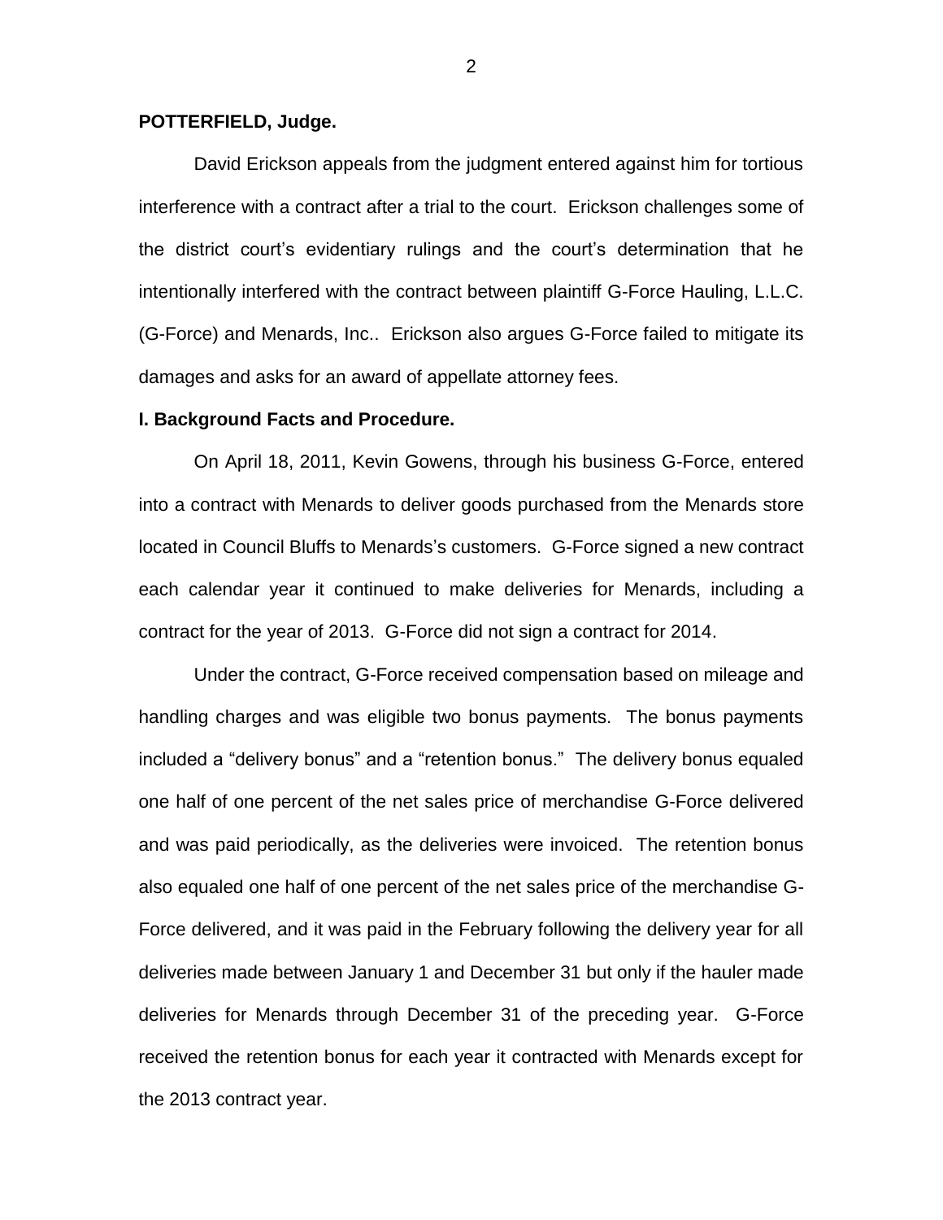**POTTERFIELD, Judge.**

David Erickson appeals from the judgment entered against him for tortious interference with a contract after a trial to the court. Erickson challenges some of the district court's evidentiary rulings and the court's determination that he intentionally interfered with the contract between plaintiff G-Force Hauling, L.L.C. (G-Force) and Menards, Inc.. Erickson also argues G-Force failed to mitigate its damages and asks for an award of appellate attorney fees.

## I. Background Facts and Procedure.

On April 18, 2011, Kevin Gowens, through his business G-Force, entered into a contract with Menards to deliver goods purchased from the Menards store located in Council Bluffs to Menards's customers. G-Force signed a new contract each calendar year it continued to make deliveries for Menards, including a contract for the year of 2013. G-Force did not sign a contract for 2014.

Under the contract, G-Force received compensation based on mileage and handling charges and was eligible two bonus payments. The bonus payments included a "delivery bonus" and a "retention bonus." The delivery bonus equaled one half of one percent of the net sales price of merchandise G-Force delivered and was paid periodically, as the deliveries were invoiced. The retention bonus also equaled one half of one percent of the net sales price of the merchandise G-Force delivered, and it was paid in the February following the delivery year for all deliveries made between January 1 and December 31 but only if the hauler made deliveries for Menards through December 31 of the preceding year. G-Force received the retention bonus for each year it contracted with Menards except for the 2013 contract year.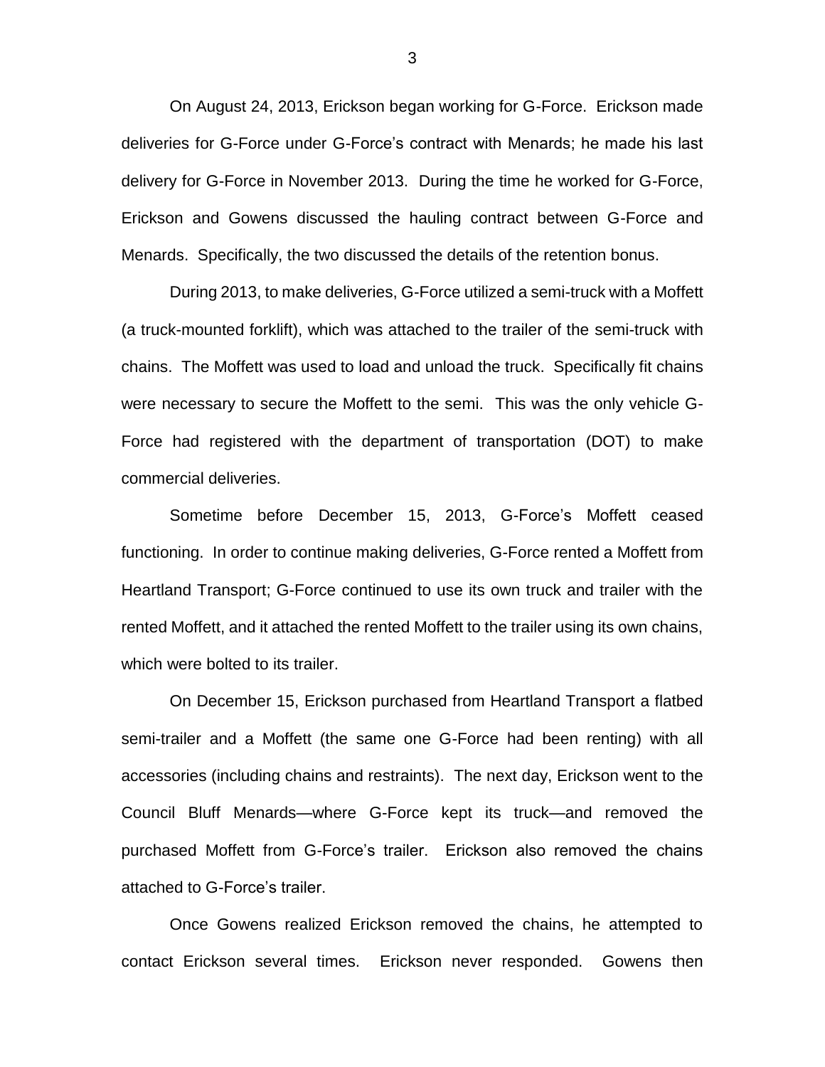On August 24, 2013, Erickson began working for G-Force. Erickson made deliveries for G-Force under G-Force's contract with Menards; he made his last delivery for G-Force in November 2013. During the time he worked for G-Force, Erickson and Gowens discussed the hauling contract between G-Force and Menards. Specifically, the two discussed the details of the retention bonus.

During 2013, to make deliveries, G-Force utilized a semi-truck with a Moffett (a truck-mounted forklift), which was attached to the trailer of the semi-truck with chains. The Moffett was used to load and unload the truck. Specifically fit chains were necessary to secure the Moffett to the semi. This was the only vehicle G-Force had registered with the department of transportation (DOT) to make commercial deliveries.

Sometime before December 15, 2013, G-Force's Moffett ceased functioning. In order to continue making deliveries, G-Force rented a Moffett from Heartland Transport; G-Force continued to use its own truck and trailer with the rented Moffett, and it attached the rented Moffett to the trailer using its own chains, which were bolted to its trailer.

On December 15, Erickson purchased from Heartland Transport a flatbed semi-trailer and a Moffett (the same one G-Force had been renting) with all accessories (including chains and restraints). The next day, Erickson went to the Council Bluff Menards—where G-Force kept its truck—and removed the purchased Moffett from G-Force's trailer. Erickson also removed the chains attached to G-Force's trailer.

Once Gowens realized Erickson removed the chains, he attempted to contact Erickson several times. Erickson never responded. Gowens then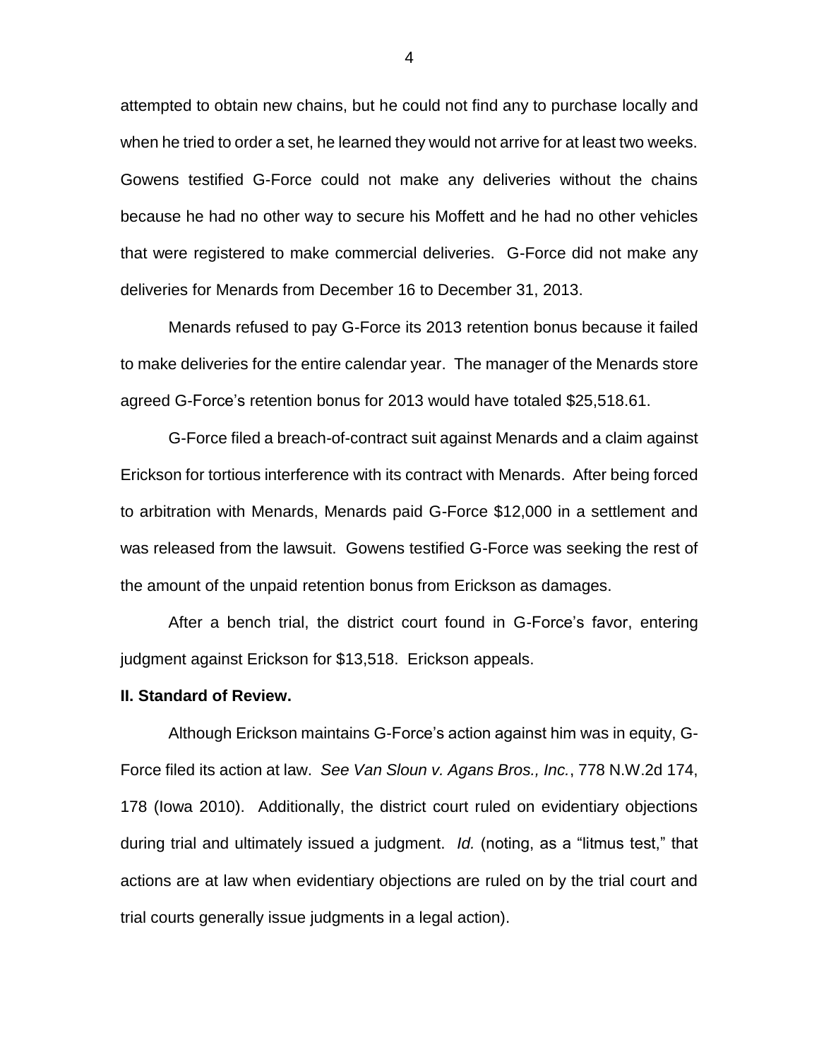attempted to obtain new chains, but he could not find any to purchase locally and when he tried to order a set, he learned they would not arrive for at least two weeks. Gowens testified G-Force could not make any deliveries without the chains because he had no other way to secure his Moffett and he had no other vehicles that were registered to make commercial deliveries. G-Force did not make any deliveries for Menards from December 16 to December 31, 2013.

Menards refused to pay G-Force its 2013 retention bonus because it failed to make deliveries for the entire calendar year. The manager of the Menards store agreed G-Force's retention bonus for 2013 would have totaled $25,518.61.

G-Force filed a breach-of-contract suit against Menards and a claim against Erickson for tortious interference with its contract with Menards. After being forced to arbitration with Menards, Menards paid G-Force $12,000 in a settlement and was released from the lawsuit. Gowens testified G-Force was seeking the rest of the amount of the unpaid retention bonus from Erickson as damages.

After a bench trial, the district court found in G-Force's favor, entering judgment against Erickson for $13,518. Erickson appeals.

## II. Standard of Review.

Although Erickson maintains G-Force's action against him was in equity, G-Force filed its action at law. *See Van Sloun v. Agans Bros., Inc.*, 778 N.W.2d 174, 178 (Iowa 2010). Additionally, the district court ruled on evidentiary objections during trial and ultimately issued a judgment. *Id.* (noting, as a "litmus test," that actions are at law when evidentiary objections are ruled on by the trial court and trial courts generally issue judgments in a legal action).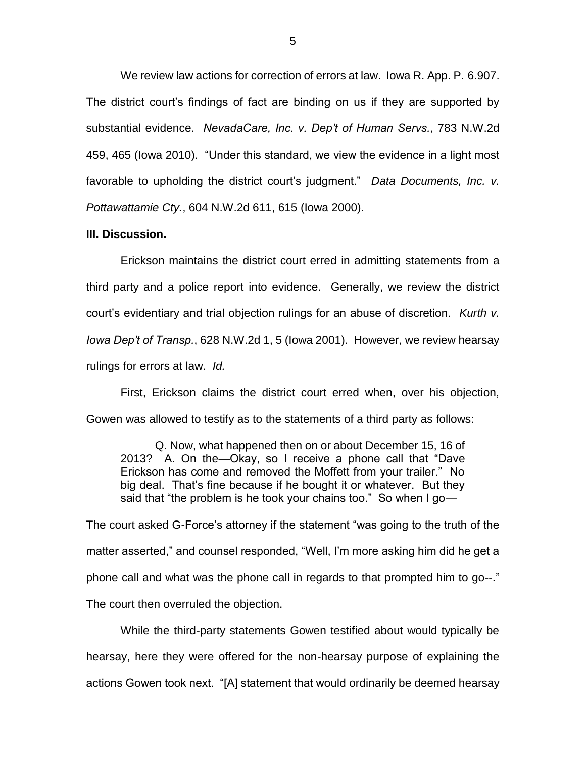We review law actions for correction of errors at law. Iowa R. App. P. 6.907. The district court's findings of fact are binding on us if they are supported by substantial evidence. *NevadaCare, Inc. v. Dep't of Human Servs.*, 783 N.W.2d 459, 465 (Iowa 2010). "Under this standard, we view the evidence in a light most favorable to upholding the district court's judgment." *Data Documents, Inc. v. Pottawattamie Cty.*, 604 N.W.2d 611, 615 (Iowa 2000).

**III. Discussion.**

Erickson maintains the district court erred in admitting statements from a third party and a police report into evidence. Generally, we review the district court's evidentiary and trial objection rulings for an abuse of discretion. *Kurth v. Iowa Dep't of Transp.*, 628 N.W.2d 1, 5 (Iowa 2001). However, we review hearsay rulings for errors at law. *Id.*

First, Erickson claims the district court erred when, over his objection, Gowen was allowed to testify as to the statements of a third party as follows:

> Q. Now, what happened then on or about December 15, 16 of 2013? A. On the—Okay, so I receive a phone call that "Dave Erickson has come and removed the Moffett from your trailer." No big deal. That's fine because if he bought it or whatever. But they said that "the problem is he took your chains too." So when I go—

The court asked G-Force's attorney if the statement "was going to the truth of the matter asserted," and counsel responded, "Well, I'm more asking him did he get a phone call and what was the phone call in regards to that prompted him to go--." The court then overruled the objection.

While the third-party statements Gowen testified about would typically be hearsay, here they were offered for the non-hearsay purpose of explaining the actions Gowen took next. "[A] statement that would ordinarily be deemed hearsay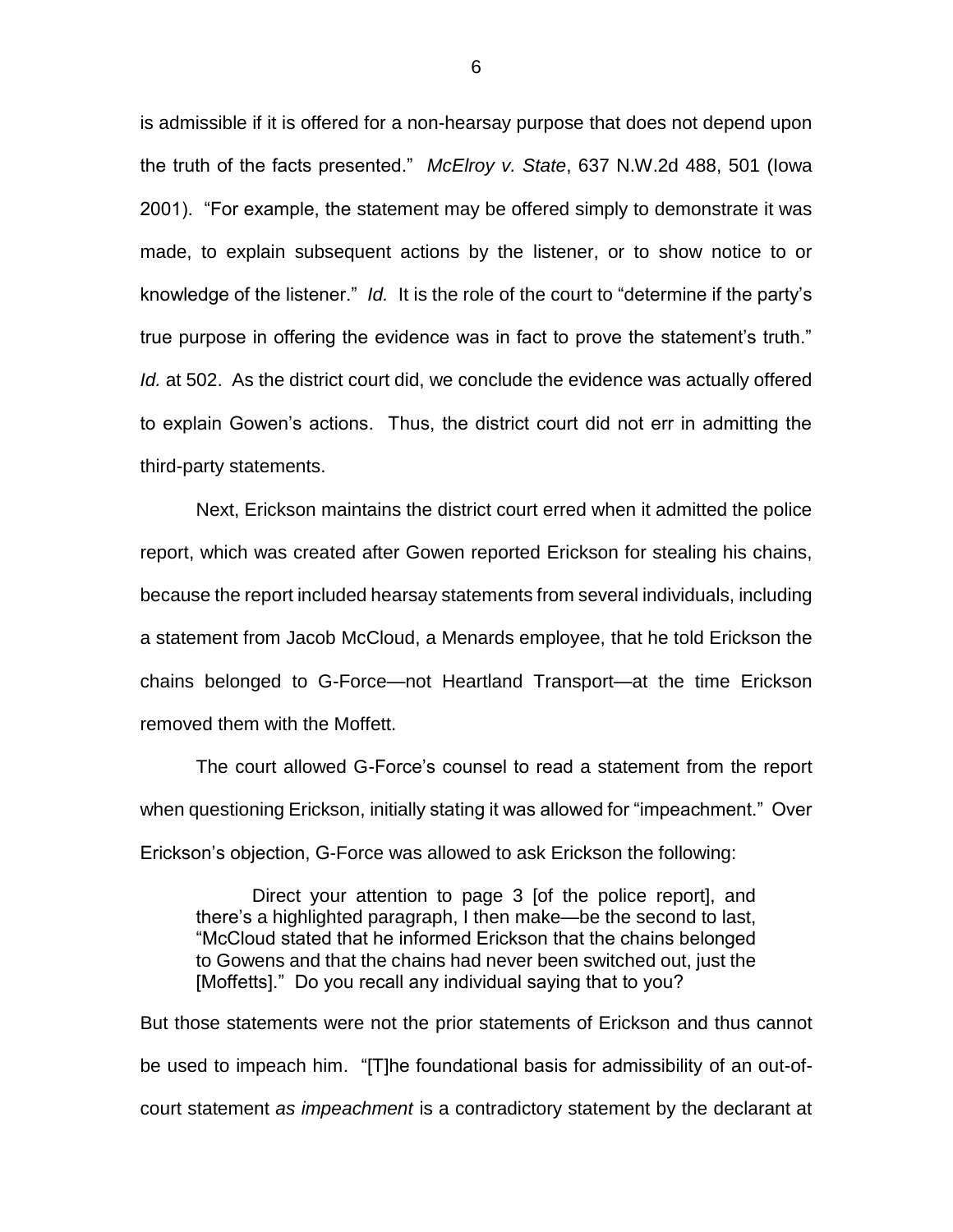is admissible if it is offered for a non-hearsay purpose that does not depend upon the truth of the facts presented." *McElroy v. State*, 637 N.W.2d 488, 501 (Iowa 2001). "For example, the statement may be offered simply to demonstrate it was made, to explain subsequent actions by the listener, or to show notice to or knowledge of the listener." *Id.* It is the role of the court to "determine if the party's true purpose in offering the evidence was in fact to prove the statement's truth." *Id.* at 502. As the district court did, we conclude the evidence was actually offered to explain Gowen's actions. Thus, the district court did not err in admitting the third-party statements.

Next, Erickson maintains the district court erred when it admitted the police report, which was created after Gowen reported Erickson for stealing his chains, because the report included hearsay statements from several individuals, including a statement from Jacob McCloud, a Menards employee, that he told Erickson the chains belonged to G-Force—not Heartland Transport—at the time Erickson removed them with the Moffett.

The court allowed G-Force's counsel to read a statement from the report when questioning Erickson, initially stating it was allowed for "impeachment." Over Erickson's objection, G-Force was allowed to ask Erickson the following:

> Direct your attention to page 3 [of the police report], and there's a highlighted paragraph, I then make—be the second to last, "McCloud stated that he informed Erickson that the chains belonged to Gowens and that the chains had never been switched out, just the [Moffetts]." Do you recall any individual saying that to you?

But those statements were not the prior statements of Erickson and thus cannot be used to impeach him. "[T]he foundational basis for admissibility of an out-of-court statement *as impeachment* is a contradictory statement by the declarant at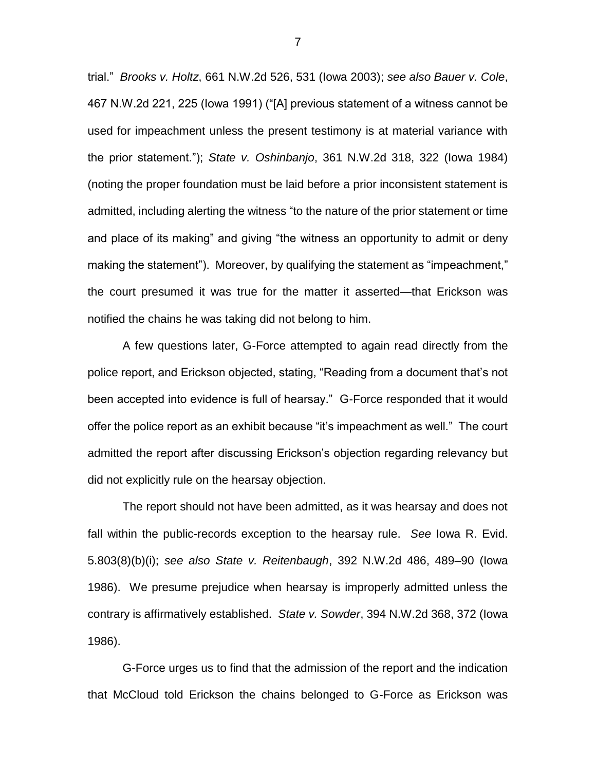trial." *Brooks v. Holtz*, 661 N.W.2d 526, 531 (Iowa 2003); *see also Bauer v. Cole*, 467 N.W.2d 221, 225 (Iowa 1991) ("[A] previous statement of a witness cannot be used for impeachment unless the present testimony is at material variance with the prior statement."); *State v. Oshinbanjo*, 361 N.W.2d 318, 322 (Iowa 1984) (noting the proper foundation must be laid before a prior inconsistent statement is admitted, including alerting the witness "to the nature of the prior statement or time and place of its making" and giving "the witness an opportunity to admit or deny making the statement"). Moreover, by qualifying the statement as "impeachment," the court presumed it was true for the matter it asserted—that Erickson was notified the chains he was taking did not belong to him.

A few questions later, G-Force attempted to again read directly from the police report, and Erickson objected, stating, "Reading from a document that's not been accepted into evidence is full of hearsay." G-Force responded that it would offer the police report as an exhibit because "it's impeachment as well." The court admitted the report after discussing Erickson's objection regarding relevancy but did not explicitly rule on the hearsay objection.

The report should not have been admitted, as it was hearsay and does not fall within the public-records exception to the hearsay rule. *See* Iowa R. Evid. 5.803(8)(b)(i); *see also State v. Reitenbaugh*, 392 N.W.2d 486, 489–90 (Iowa 1986). We presume prejudice when hearsay is improperly admitted unless the contrary is affirmatively established. *State v. Sowder*, 394 N.W.2d 368, 372 (Iowa 1986).

G-Force urges us to find that the admission of the report and the indication that McCloud told Erickson the chains belonged to G-Force as Erickson was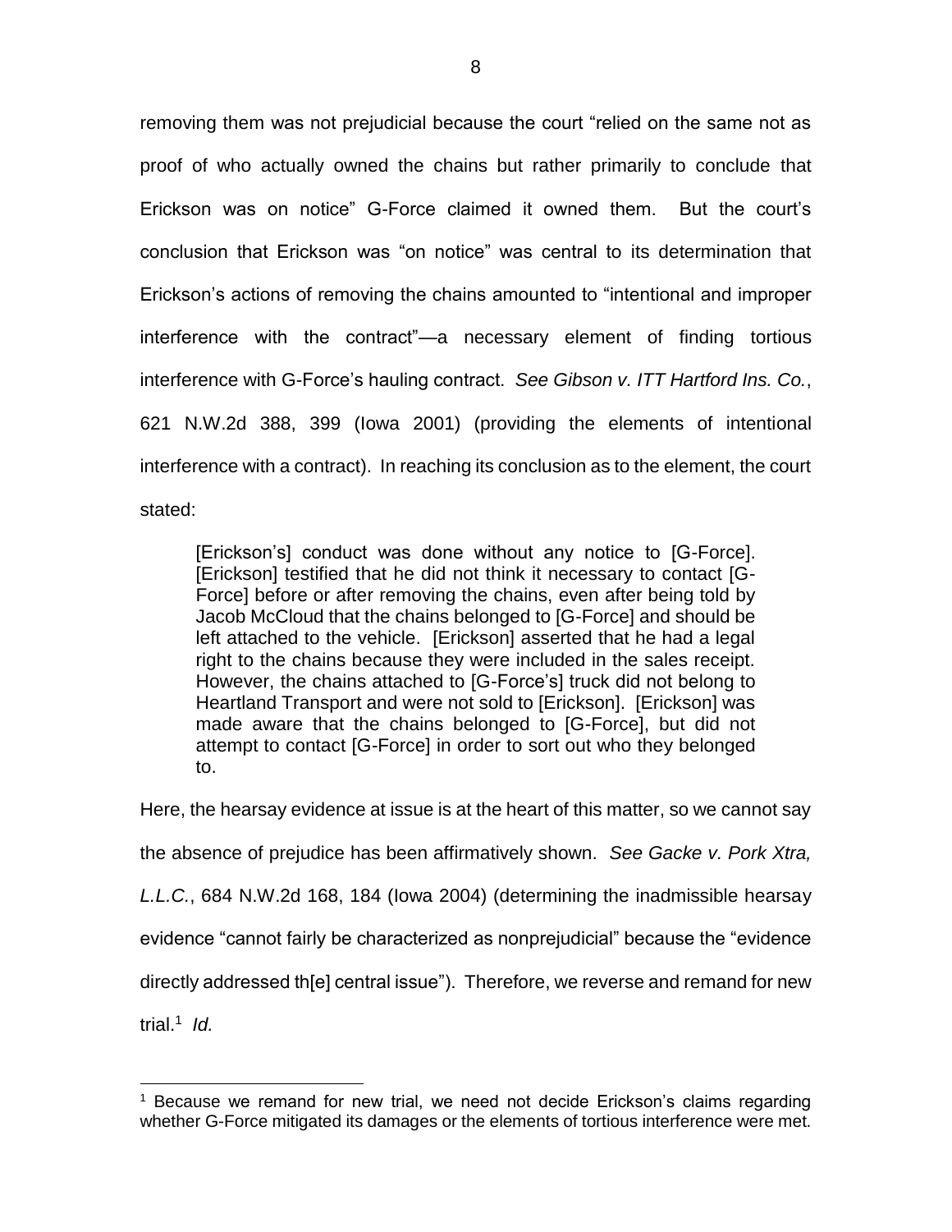removing them was not prejudicial because the court "relied on the same not as proof of who actually owned the chains but rather primarily to conclude that Erickson was on notice" G-Force claimed it owned them. But the court's conclusion that Erickson was "on notice" was central to its determination that Erickson's actions of removing the chains amounted to "intentional and improper interference with the contract"—a necessary element of finding tortious interference with G-Force's hauling contract. *See Gibson v. ITT Hartford Ins. Co.*, 621 N.W.2d 388, 399 (Iowa 2001) (providing the elements of intentional interference with a contract). In reaching its conclusion as to the element, the court stated:

> [Erickson's] conduct was done without any notice to [G-Force]. [Erickson] testified that he did not think it necessary to contact [G-Force] before or after removing the chains, even after being told by Jacob McCloud that the chains belonged to [G-Force] and should be left attached to the vehicle. [Erickson] asserted that he had a legal right to the chains because they were included in the sales receipt. However, the chains attached to [G-Force's] truck did not belong to Heartland Transport and were not sold to [Erickson]. [Erickson] was made aware that the chains belonged to [G-Force], but did not attempt to contact [G-Force] in order to sort out who they belonged to.

Here, the hearsay evidence at issue is at the heart of this matter, so we cannot say the absence of prejudice has been affirmatively shown. *See Gacke v. Pork Xtra, L.L.C.*, 684 N.W.2d 168, 184 (Iowa 2004) (determining the inadmissible hearsay evidence "cannot fairly be characterized as nonprejudicial" because the "evidence directly addressed th[e] central issue"). Therefore, we reverse and remand for new trial.[1] *Id.*

---

[1] Because we remand for new trial, we need not decide Erickson's claims regarding whether G-Force mitigated its damages or the elements of tortious interference were met.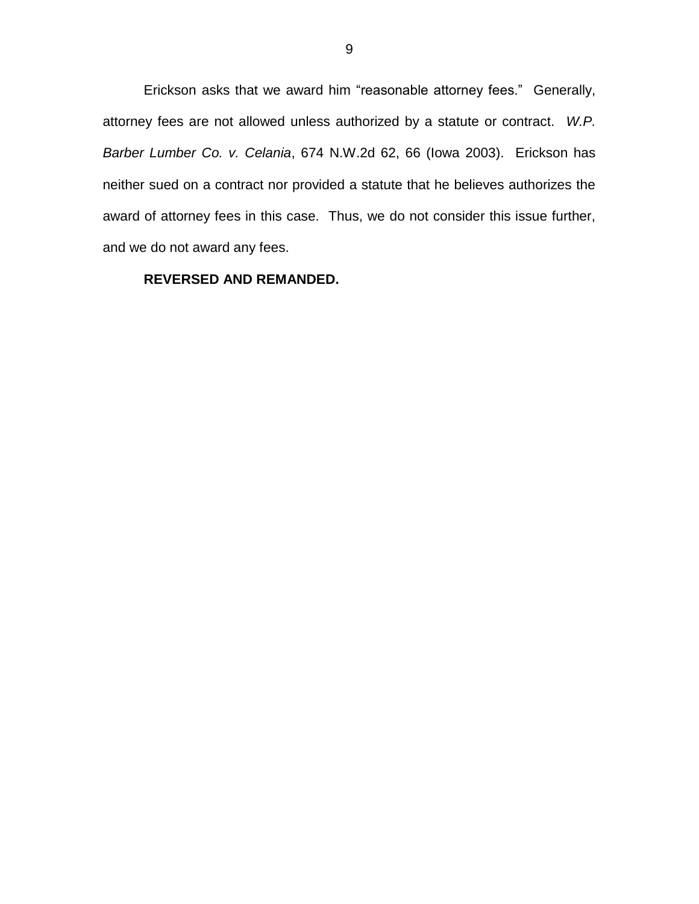Erickson asks that we award him "reasonable attorney fees." Generally, attorney fees are not allowed unless authorized by a statute or contract. *W.P. Barber Lumber Co. v. Celania*, 674 N.W.2d 62, 66 (Iowa 2003). Erickson has neither sued on a contract nor provided a statute that he believes authorizes the award of attorney fees in this case. Thus, we do not consider this issue further, and we do not award any fees.

**REVERSED AND REMANDED.**